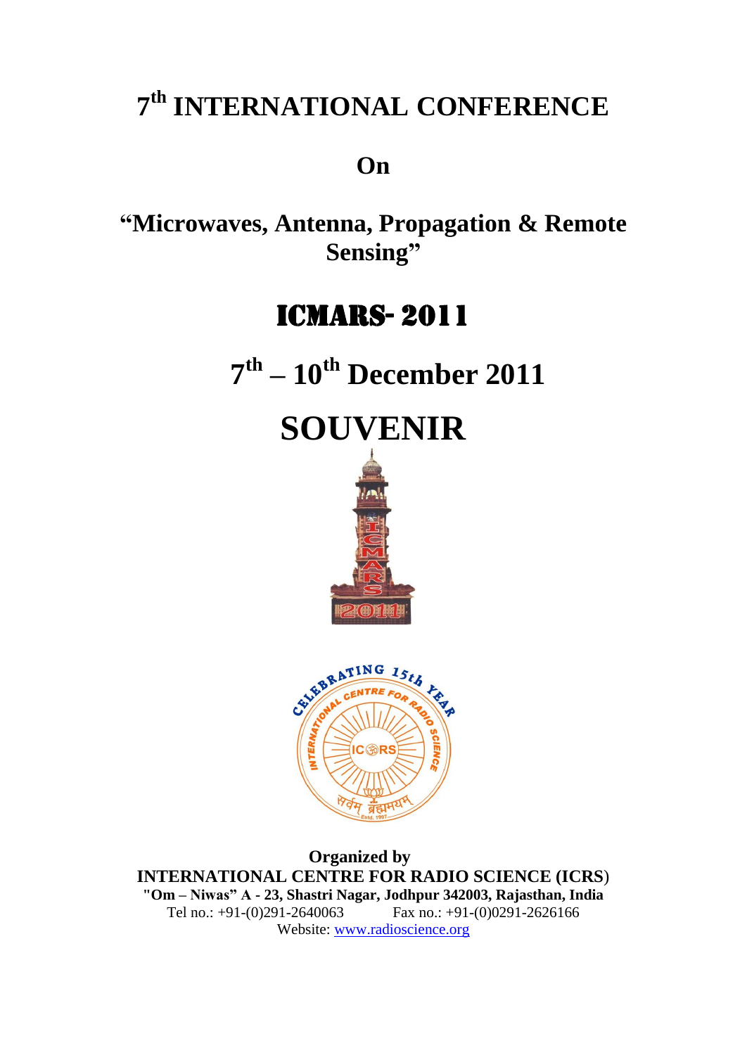# 7th INTERNATIONAL CONFERENCE

## On

## "Microwaves, Antenna, Propagation & Remote Sensing"

# ICMARS- 2011

## 7th – 10th December 2011

# SOUVENIR

**Organized by**
**INTERNATIONAL CENTRE FOR RADIO SCIENCE (ICRS)**
**"Om – Niwas" A - 23, Shastri Nagar, Jodhpur 342003, Rajasthan, India**
Tel no.: +91-(0)291-2640063 Fax no.: +91-(0)0291-2626166
Website: www.radioscience.org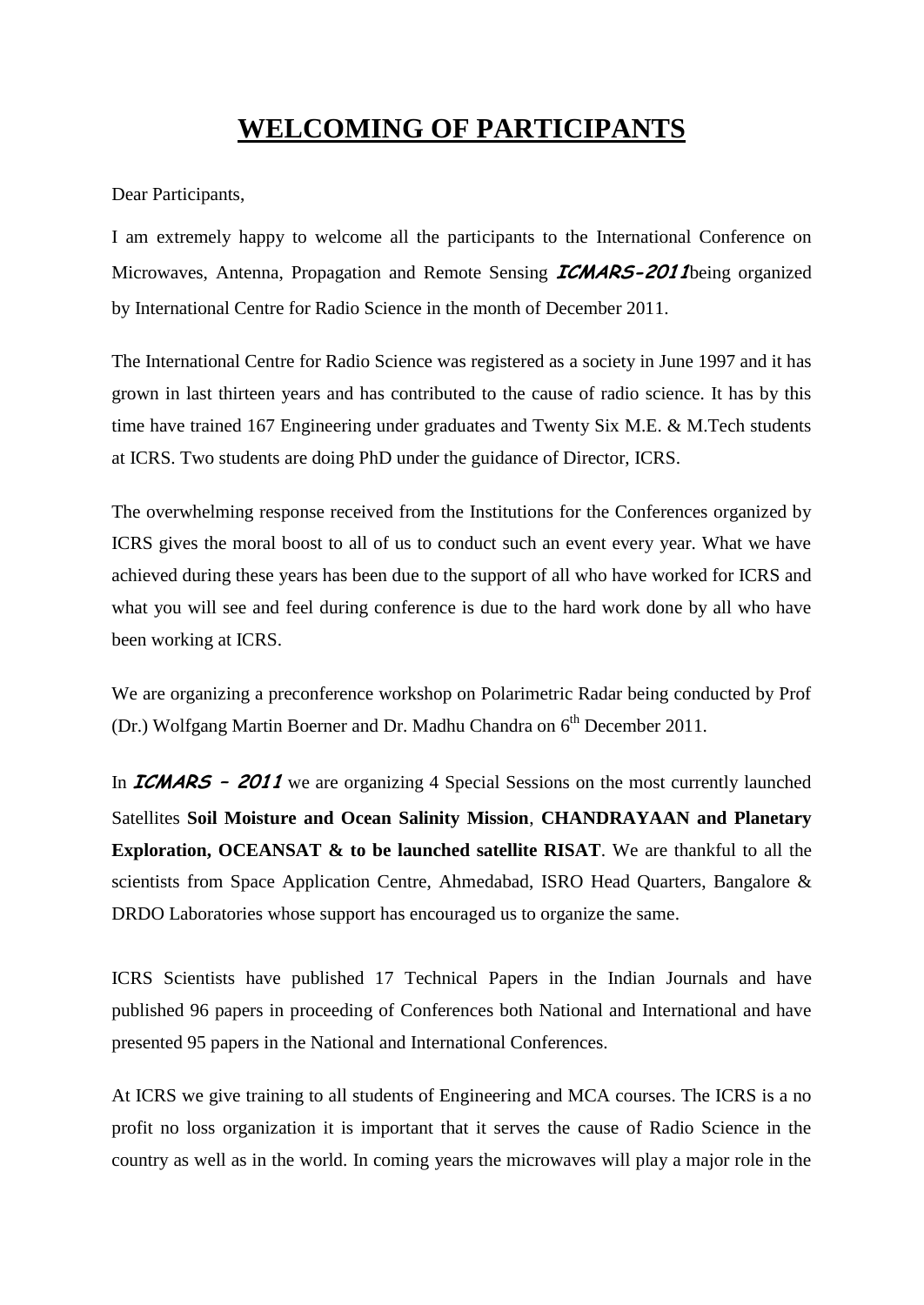# WELCOMING OF PARTICIPANTS

Dear Participants,

I am extremely happy to welcome all the participants to the International Conference on Microwaves, Antenna, Propagation and Remote Sensing ***ICMARS-2011***being organized by International Centre for Radio Science in the month of December 2011.

The International Centre for Radio Science was registered as a society in June 1997 and it has grown in last thirteen years and has contributed to the cause of radio science. It has by this time have trained 167 Engineering under graduates and Twenty Six M.E. & M.Tech students at ICRS. Two students are doing PhD under the guidance of Director, ICRS.

The overwhelming response received from the Institutions for the Conferences organized by ICRS gives the moral boost to all of us to conduct such an event every year. What we have achieved during these years has been due to the support of all who have worked for ICRS and what you will see and feel during conference is due to the hard work done by all who have been working at ICRS.

We are organizing a preconference workshop on Polarimetric Radar being conducted by Prof (Dr.) Wolfgang Martin Boerner and Dr. Madhu Chandra on 6th December 2011.

In ***ICMARS - 2011*** we are organizing 4 Special Sessions on the most currently launched Satellites **Soil Moisture and Ocean Salinity Mission**, **CHANDRAYAAN and Planetary Exploration, OCEANSAT & to be launched satellite RISAT**. We are thankful to all the scientists from Space Application Centre, Ahmedabad, ISRO Head Quarters, Bangalore & DRDO Laboratories whose support has encouraged us to organize the same.

ICRS Scientists have published 17 Technical Papers in the Indian Journals and have published 96 papers in proceeding of Conferences both National and International and have presented 95 papers in the National and International Conferences.

At ICRS we give training to all students of Engineering and MCA courses. The ICRS is a no profit no loss organization it is important that it serves the cause of Radio Science in the country as well as in the world. In coming years the microwaves will play a major role in the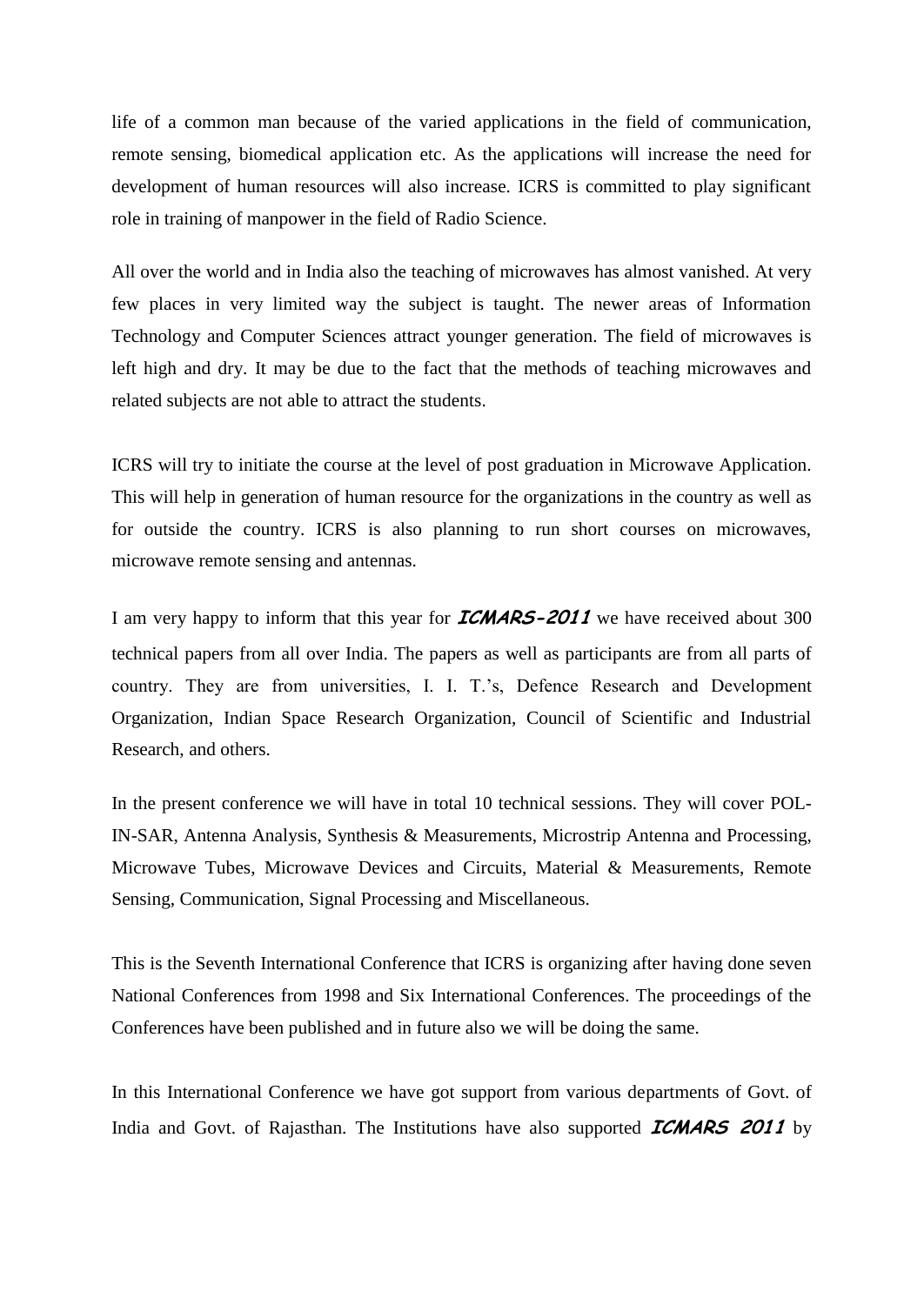life of a common man because of the varied applications in the field of communication, remote sensing, biomedical application etc. As the applications will increase the need for development of human resources will also increase. ICRS is committed to play significant role in training of manpower in the field of Radio Science.

All over the world and in India also the teaching of microwaves has almost vanished. At very few places in very limited way the subject is taught. The newer areas of Information Technology and Computer Sciences attract younger generation. The field of microwaves is left high and dry. It may be due to the fact that the methods of teaching microwaves and related subjects are not able to attract the students.

ICRS will try to initiate the course at the level of post graduation in Microwave Application. This will help in generation of human resource for the organizations in the country as well as for outside the country. ICRS is also planning to run short courses on microwaves, microwave remote sensing and antennas.

I am very happy to inform that this year for ***ICMARS-2011*** we have received about 300 technical papers from all over India. The papers as well as participants are from all parts of country. They are from universities, I. I. T.'s, Defence Research and Development Organization, Indian Space Research Organization, Council of Scientific and Industrial Research, and others.

In the present conference we will have in total 10 technical sessions. They will cover POL-IN-SAR, Antenna Analysis, Synthesis & Measurements, Microstrip Antenna and Processing, Microwave Tubes, Microwave Devices and Circuits, Material & Measurements, Remote Sensing, Communication, Signal Processing and Miscellaneous.

This is the Seventh International Conference that ICRS is organizing after having done seven National Conferences from 1998 and Six International Conferences. The proceedings of the Conferences have been published and in future also we will be doing the same.

In this International Conference we have got support from various departments of Govt. of India and Govt. of Rajasthan. The Institutions have also supported ***ICMARS 2011*** by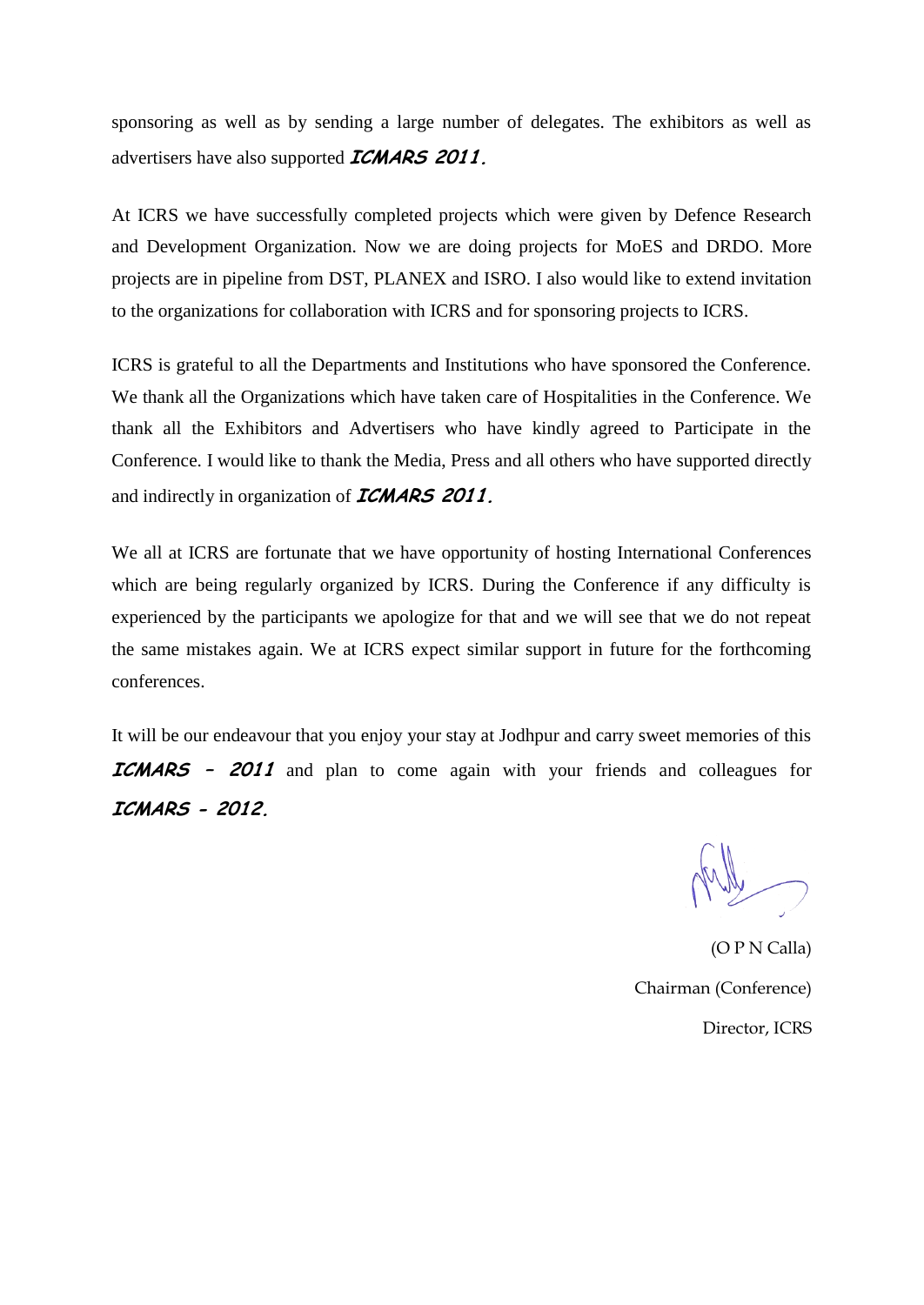sponsoring as well as by sending a large number of delegates. The exhibitors as well as advertisers have also supported ***ICMARS 2011.***

At ICRS we have successfully completed projects which were given by Defence Research and Development Organization. Now we are doing projects for MoES and DRDO. More projects are in pipeline from DST, PLANEX and ISRO. I also would like to extend invitation to the organizations for collaboration with ICRS and for sponsoring projects to ICRS.

ICRS is grateful to all the Departments and Institutions who have sponsored the Conference. We thank all the Organizations which have taken care of Hospitalities in the Conference. We thank all the Exhibitors and Advertisers who have kindly agreed to Participate in the Conference. I would like to thank the Media, Press and all others who have supported directly and indirectly in organization of ***ICMARS 2011.***

We all at ICRS are fortunate that we have opportunity of hosting International Conferences which are being regularly organized by ICRS. During the Conference if any difficulty is experienced by the participants we apologize for that and we will see that we do not repeat the same mistakes again. We at ICRS expect similar support in future for the forthcoming conferences.

It will be our endeavour that you enjoy your stay at Jodhpur and carry sweet memories of this ***ICMARS - 2011*** and plan to come again with your friends and colleagues for ***ICMARS - 2012.***

(O P N Calla)

Chairman (Conference)

Director, ICRS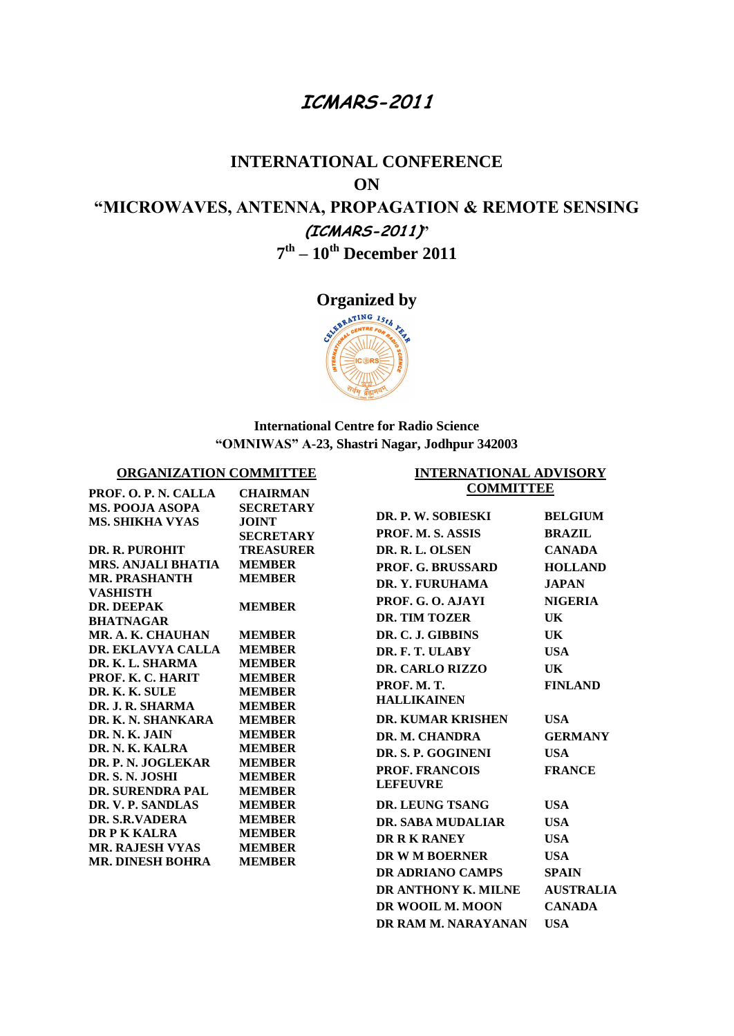# ICMARS-2011

## INTERNATIONAL CONFERENCE ON "MICROWAVES, ANTENNA, PROPAGATION & REMOTE SENSING (ICMARS-2011)"

**7th – 10th December 2011**

**Organized by**

**International Centre for Radio Science**
**"OMNIWAS" A-23, Shastri Nagar, Jodhpur 342003**

### ORGANIZATION COMMITTEE

| | |
|---|---|
| PROF. O. P. N. CALLA | CHAIRMAN |
| MS. POOJA ASOPA | SECRETARY |
| MS. SHIKHA VYAS | JOINT SECRETARY |
| DR. R. PUROHIT | TREASURER |
| MRS. ANJALI BHATIA | MEMBER |
| MR. PRASHANTH VASHISTH | MEMBER |
| DR. DEEPAK BHATNAGAR | MEMBER |
| MR. A. K. CHAUHAN | MEMBER |
| DR. EKLAVYA CALLA | MEMBER |
| DR. K. L. SHARMA | MEMBER |
| PROF. K. C. HARIT | MEMBER |
| DR. K. K. SULE | MEMBER |
| DR. J. R. SHARMA | MEMBER |
| DR. K. N. SHANKARA | MEMBER |
| DR. N. K. JAIN | MEMBER |
| DR. N. K. KALRA | MEMBER |
| DR. P. N. JOGLEKAR | MEMBER |
| DR. S. N. JOSHI | MEMBER |
| DR. SURENDRA PAL | MEMBER |
| DR. V. P. SANDLAS | MEMBER |
| DR. S.R.VADERA | MEMBER |
| DR P K KALRA | MEMBER |
| MR. RAJESH VYAS | MEMBER |
| MR. DINESH BOHRA | MEMBER |

### INTERNATIONAL ADVISORY COMMITTEE

| | |
|---|---|
| DR. P. W. SOBIESKI | BELGIUM |
| PROF. M. S. ASSIS | BRAZIL |
| DR. R. L. OLSEN | CANADA |
| PROF. G. BRUSSARD | HOLLAND |
| DR. Y. FURUHAMA | JAPAN |
| PROF. G. O. AJAYI | NIGERIA |
| DR. TIM TOZER | UK |
| DR. C. J. GIBBINS | UK |
| DR. F. T. ULABY | USA |
| DR. CARLO RIZZO | UK |
| PROF. M. T. HALLIKAINEN | FINLAND |
| DR. KUMAR KRISHEN | USA |
| DR. M. CHANDRA | GERMANY |
| DR. S. P. GOGINENI | USA |
| PROF. FRANCOIS LEFEUVRE | FRANCE |
| DR. LEUNG TSANG | USA |
| DR. SABA MUDALIAR | USA |
| DR R K RANEY | USA |
| DR W M BOERNER | USA |
| DR ADRIANO CAMPS | SPAIN |
| DR ANTHONY K. MILNE | AUSTRALIA |
| DR WOOIL M. MOON | CANADA |
| DR RAM M. NARAYANAN | USA |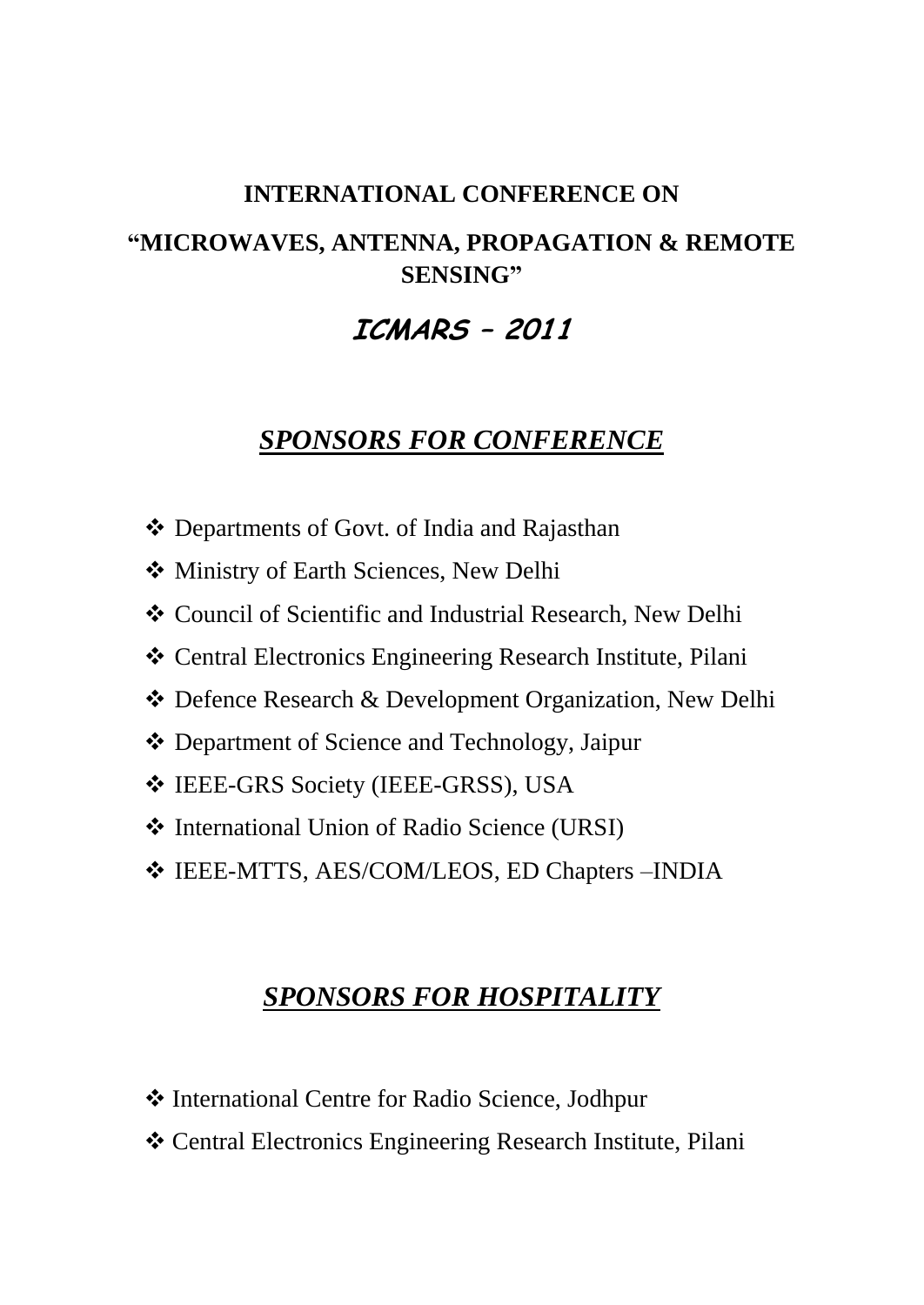**INTERNATIONAL CONFERENCE ON**

**"MICROWAVES, ANTENNA, PROPAGATION & REMOTE SENSING"**

# *ICMARS – 2011*

## ***SPONSORS FOR CONFERENCE***

- Departments of Govt. of India and Rajasthan
- Ministry of Earth Sciences, New Delhi
- Council of Scientific and Industrial Research, New Delhi
- Central Electronics Engineering Research Institute, Pilani
- Defence Research & Development Organization, New Delhi
- Department of Science and Technology, Jaipur
- IEEE-GRS Society (IEEE-GRSS), USA
- International Union of Radio Science (URSI)
- IEEE-MTTS, AES/COM/LEOS, ED Chapters –INDIA

## ***SPONSORS FOR HOSPITALITY***

- International Centre for Radio Science, Jodhpur
- Central Electronics Engineering Research Institute, Pilani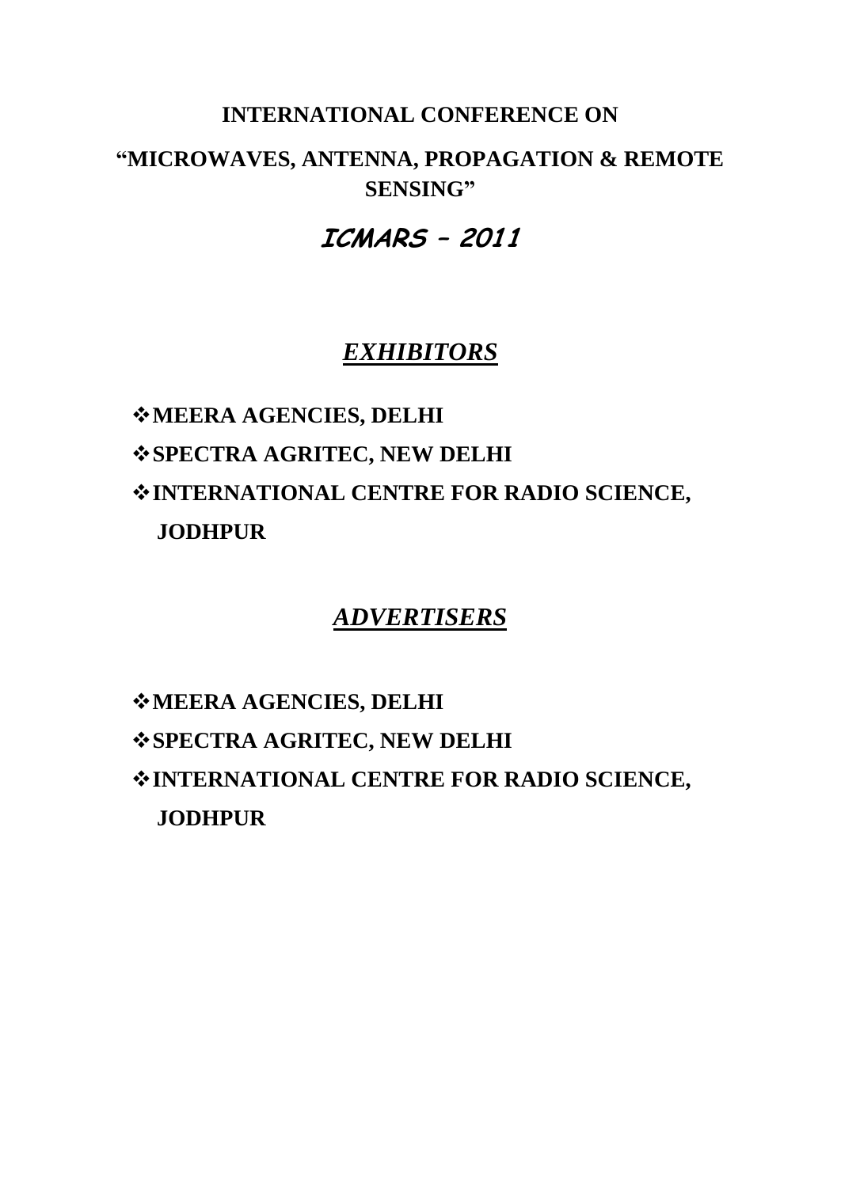**INTERNATIONAL CONFERENCE ON**

**"MICROWAVES, ANTENNA, PROPAGATION & REMOTE SENSING"**

# ICMARS – 2011

## *EXHIBITORS*

- **MEERA AGENCIES, DELHI**
- **SPECTRA AGRITEC, NEW DELHI**
- **INTERNATIONAL CENTRE FOR RADIO SCIENCE, JODHPUR**

## *ADVERTISERS*

- **MEERA AGENCIES, DELHI**
- **SPECTRA AGRITEC, NEW DELHI**
- **INTERNATIONAL CENTRE FOR RADIO SCIENCE, JODHPUR**